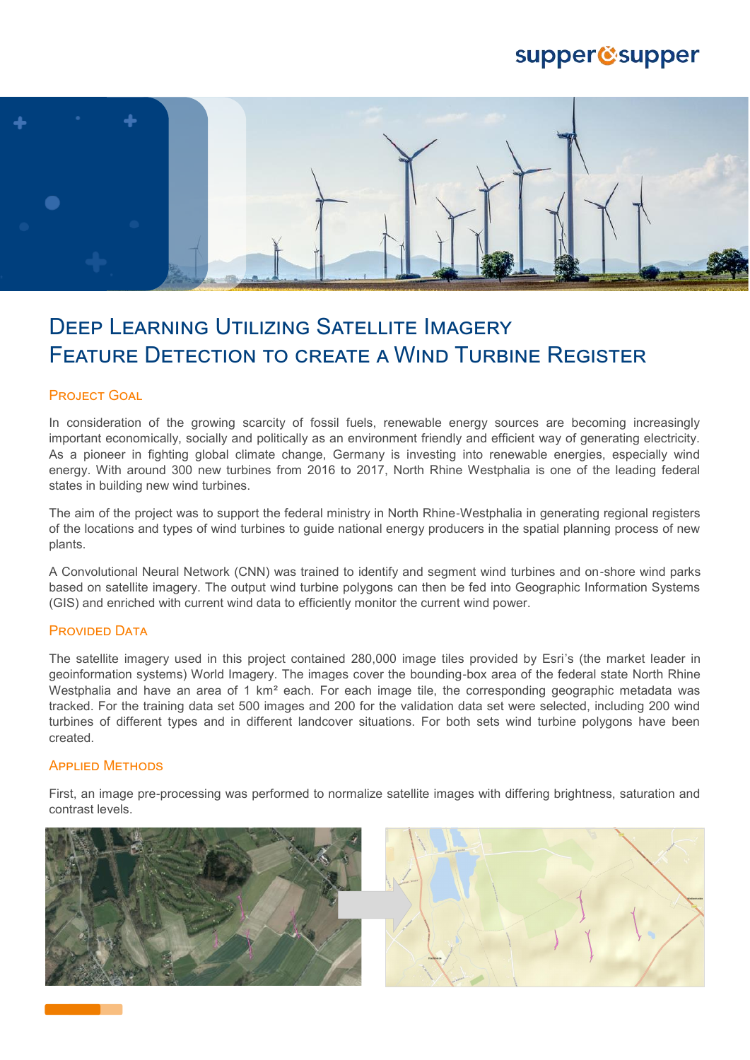# Deep Learning Utilizing Satellite Imagery Feature Detection to create a Wind Turbine Register

## Project Goal

In consideration of the growing scarcity of fossil fuels, renewable energy sources are becoming increasingly important economically, socially and politically as an environment friendly and efficient way of generating electricity. As a pioneer in fighting global climate change, Germany is investing into renewable energies, especially wind energy. With around 300 new turbines from 2016 to 2017, North Rhine Westphalia is one of the leading federal states in building new wind turbines.

The aim of the project was to support the federal ministry in North Rhine-Westphalia in generating regional registers of the locations and types of wind turbines to guide national energy producers in the spatial planning process of new plants.

A Convolutional Neural Network (CNN) was trained to identify and segment wind turbines and on-shore wind parks based on satellite imagery. The output wind turbine polygons can then be fed into Geographic Information Systems (GIS) and enriched with current wind data to efficiently monitor the current wind power.

## Provided Data

The satellite imagery used in this project contained 280,000 image tiles provided by Esri's (the market leader in geoinformation systems) World Imagery. The images cover the bounding-box area of the federal state North Rhine Westphalia and have an area of 1 km² each. For each image tile, the corresponding geographic metadata was tracked. For the training data set 500 images and 200 for the validation data set were selected, including 200 wind turbines of different types and in different landcover situations. For both sets wind turbine polygons have been created.

## Applied Methods

First, an image pre-processing was performed to normalize satellite images with differing brightness, saturation and contrast levels.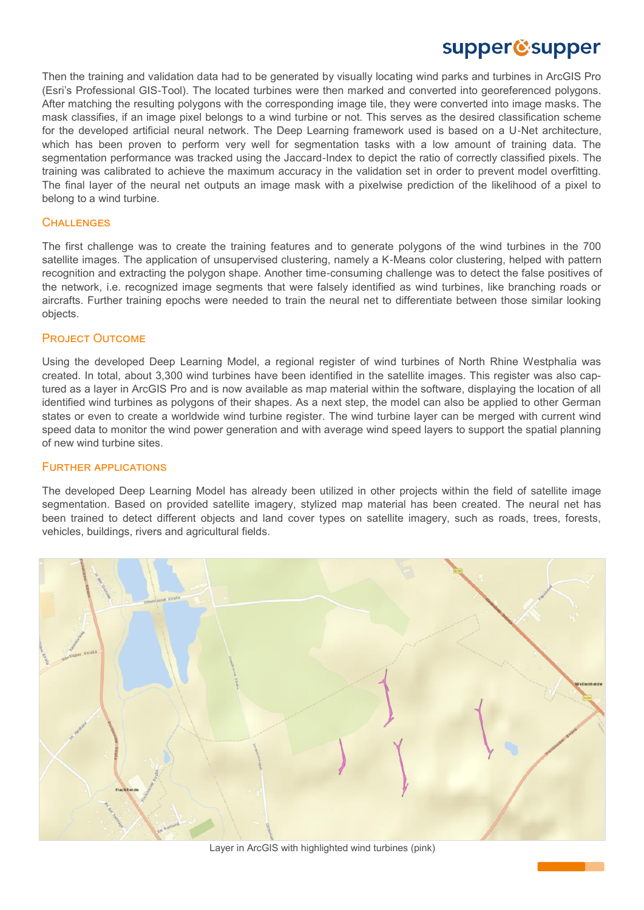Then the training and validation data had to be generated by visually locating wind parks and turbines in ArcGIS Pro (Esri's Professional GIS-Tool). The located turbines were then marked and converted into georeferenced polygons. After matching the resulting polygons with the corresponding image tile, they were converted into image masks. The mask classifies, if an image pixel belongs to a wind turbine or not. This serves as the desired classification scheme for the developed artificial neural network. The Deep Learning framework used is based on a U-Net architecture, which has been proven to perform very well for segmentation tasks with a low amount of training data. The segmentation performance was tracked using the Jaccard-Index to depict the ratio of correctly classified pixels. The training was calibrated to achieve the maximum accuracy in the validation set in order to prevent model overfitting. The final layer of the neural net outputs an image mask with a pixelwise prediction of the likelihood of a pixel to belong to a wind turbine.

## Challenges

The first challenge was to create the training features and to generate polygons of the wind turbines in the 700 satellite images. The application of unsupervised clustering, namely a K-Means color clustering, helped with pattern recognition and extracting the polygon shape. Another time-consuming challenge was to detect the false positives of the network, i.e. recognized image segments that were falsely identified as wind turbines, like branching roads or aircrafts. Further training epochs were needed to train the neural net to differentiate between those similar looking objects.

## Project Outcome

Using the developed Deep Learning Model, a regional register of wind turbines of North Rhine Westphalia was created. In total, about 3,300 wind turbines have been identified in the satellite images. This register was also captured as a layer in ArcGIS Pro and is now available as map material within the software, displaying the location of all identified wind turbines as polygons of their shapes. As a next step, the model can also be applied to other German states or even to create a worldwide wind turbine register. The wind turbine layer can be merged with current wind speed data to monitor the wind power generation and with average wind speed layers to support the spatial planning of new wind turbine sites.

## Further applications

The developed Deep Learning Model has already been utilized in other projects within the field of satellite image segmentation. Based on provided satellite imagery, stylized map material has been created. The neural net has been trained to detect different objects and land cover types on satellite imagery, such as roads, trees, forests, vehicles, buildings, rivers and agricultural fields.

Layer in ArcGIS with highlighted wind turbines (pink)